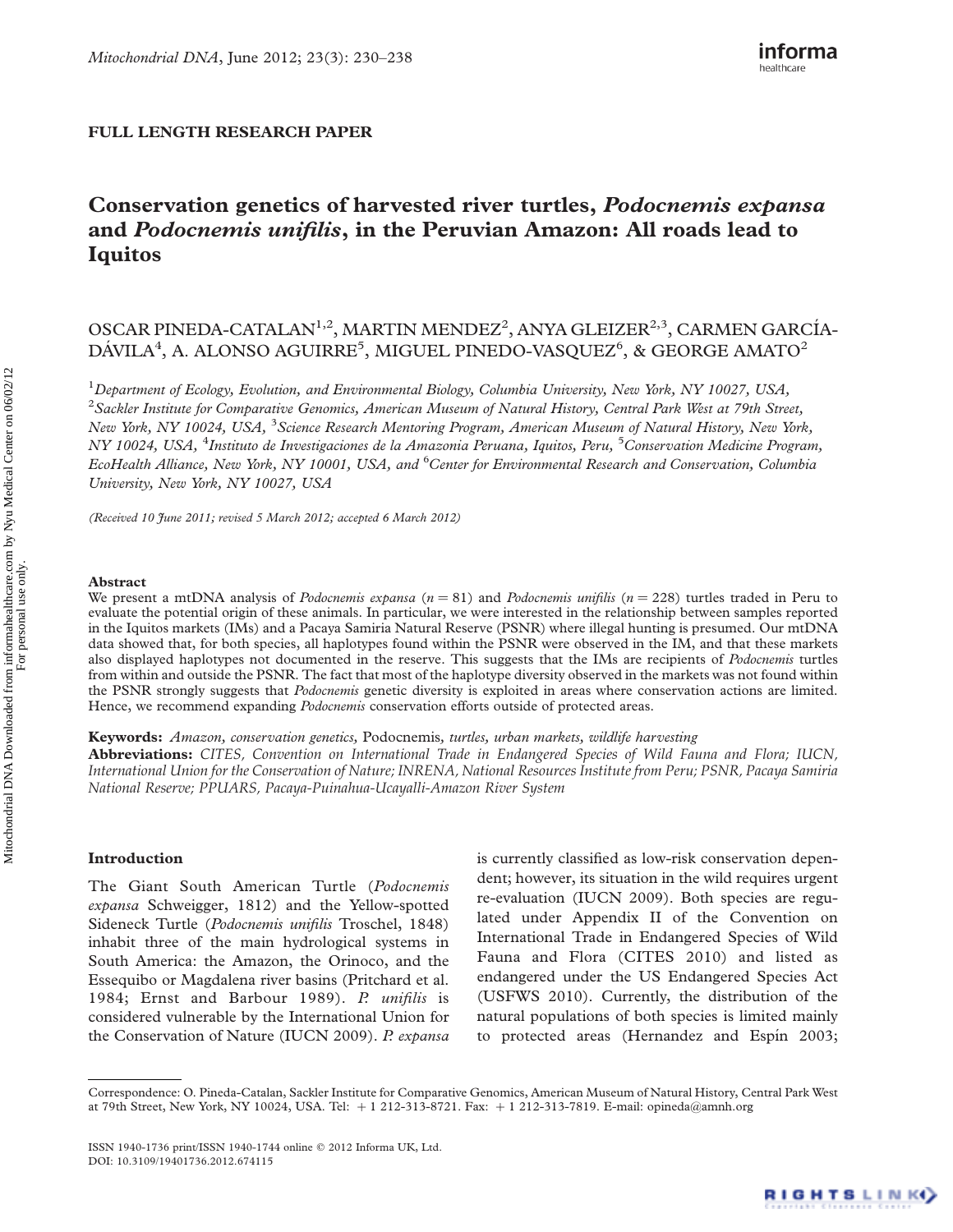FULL LENGTH RESEARCH PAPER

# Conservation genetics of harvested river turtles, *Podocnemis expansa* and *Podocnemis unifilis*, in the Peruvian Amazon: All roads lead to Iquitos

OSCAR PINEDA-CATALAN[1,2], MARTIN MENDEZ[2], ANYA GLEIZER[2,3], CARMEN GARCÍA-DÁVILA[4], A. ALONSO AGUIRRE[5], MIGUEL PINEDO-VASQUEZ[6], & GEORGE AMATO[2]

[1]*Department of Ecology, Evolution, and Environmental Biology, Columbia University, New York, NY 10027, USA,* [2]*Sackler Institute for Comparative Genomics, American Museum of Natural History, Central Park West at 79th Street, New York, NY 10024, USA,* [3]*Science Research Mentoring Program, American Museum of Natural History, New York, NY 10024, USA,* [4]*Instituto de Investigaciones de la Amazonia Peruana, Iquitos, Peru,* [5]*Conservation Medicine Program, EcoHealth Alliance, New York, NY 10001, USA, and* [6]*Center for Environmental Research and Conservation, Columbia University, New York, NY 10027, USA*

*(Received 10 June 2011; revised 5 March 2012; accepted 6 March 2012)*

## Abstract

We present a mtDNA analysis of *Podocnemis expansa* ($n = 81$) and *Podocnemis unifilis* ($n = 228$) turtles traded in Peru to evaluate the potential origin of these animals. In particular, we were interested in the relationship between samples reported in the Iquitos markets (IMs) and a Pacaya Samiria Natural Reserve (PSNR) where illegal hunting is presumed. Our mtDNA data showed that, for both species, all haplotypes found within the PSNR were observed in the IM, and that these markets also displayed haplotypes not documented in the reserve. This suggests that the IMs are recipients of *Podocnemis* turtles from within and outside the PSNR. The fact that most of the haplotype diversity observed in the markets was not found within the PSNR strongly suggests that *Podocnemis* genetic diversity is exploited in areas where conservation actions are limited. Hence, we recommend expanding *Podocnemis* conservation efforts outside of protected areas.

**Keywords:** *Amazon, conservation genetics,* Podocnemis, *turtles, urban markets, wildlife harvesting*

**Abbreviations:** *CITES, Convention on International Trade in Endangered Species of Wild Fauna and Flora; IUCN, International Union for the Conservation of Nature; INRENA, National Resources Institute from Peru; PSNR, Pacaya Samiria National Reserve; PPUARS, Pacaya-Puinahua-Ucayalli-Amazon River System*

## Introduction

The Giant South American Turtle (*Podocnemis expansa* Schweigger, 1812) and the Yellow-spotted Sideneck Turtle (*Podocnemis unifilis* Troschel, 1848) inhabit three of the main hydrological systems in South America: the Amazon, the Orinoco, and the Essequibo or Magdalena river basins (Pritchard et al. 1984; Ernst and Barbour 1989). *P. unifilis* is considered vulnerable by the International Union for the Conservation of Nature (IUCN 2009). *P. expansa* is currently classified as low-risk conservation dependent; however, its situation in the wild requires urgent re-evaluation (IUCN 2009). Both species are regulated under Appendix II of the Convention on International Trade in Endangered Species of Wild Fauna and Flora (CITES 2010) and listed as endangered under the US Endangered Species Act (USFWS 2010). Currently, the distribution of the natural populations of both species is limited mainly to protected areas (Hernandez and Espín 2003;

Correspondence: O. Pineda-Catalan, Sackler Institute for Comparative Genomics, American Museum of Natural History, Central Park West at 79th Street, New York, NY 10024, USA. Tel: +1 212-313-8721. Fax: +1 212-313-7819. E-mail: opineda@amnh.org

ISSN 1940-1736 print/ISSN 1940-1744 online © 2012 Informa UK, Ltd.
DOI: 10.3109/19401736.2012.674115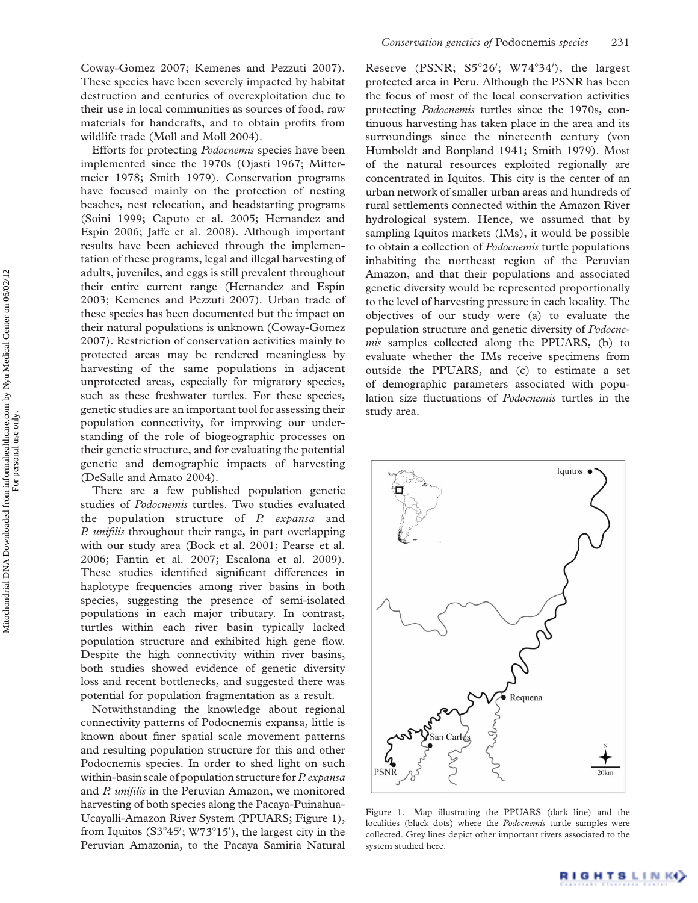Coway-Gomez 2007; Kemenes and Pezzuti 2007). These species have been severely impacted by habitat destruction and centuries of overexploitation due to their use in local communities as sources of food, raw materials for handcrafts, and to obtain profits from wildlife trade (Moll and Moll 2004).

Efforts for protecting *Podocnemis* species have been implemented since the 1970s (Ojasti 1967; Mittermeier 1978; Smith 1979). Conservation programs have focused mainly on the protection of nesting beaches, nest relocation, and headstarting programs (Soini 1999; Caputo et al. 2005; Hernandez and Espín 2006; Jaffe et al. 2008). Although important results have been achieved through the implementation of these programs, legal and illegal harvesting of adults, juveniles, and eggs is still prevalent throughout their entire current range (Hernandez and Espín 2003; Kemenes and Pezzuti 2007). Urban trade of these species has been documented but the impact on their natural populations is unknown (Coway-Gomez 2007). Restriction of conservation activities mainly to protected areas may be rendered meaningless by harvesting of the same populations in adjacent unprotected areas, especially for migratory species, such as these freshwater turtles. For these species, genetic studies are an important tool for assessing their population connectivity, for improving our understanding of the role of biogeographic processes on their genetic structure, and for evaluating the potential genetic and demographic impacts of harvesting (DeSalle and Amato 2004).

There are a few published population genetic studies of *Podocnemis* turtles. Two studies evaluated the population structure of *P. expansa* and *P. unifilis* throughout their range, in part overlapping with our study area (Bock et al. 2001; Pearse et al. 2006; Fantin et al. 2007; Escalona et al. 2009). These studies identified significant differences in haplotype frequencies among river basins in both species, suggesting the presence of semi-isolated populations in each major tributary. In contrast, turtles within each river basin typically lacked population structure and exhibited high gene flow. Despite the high connectivity within river basins, both studies showed evidence of genetic diversity loss and recent bottlenecks, and suggested there was potential for population fragmentation as a result.

Notwithstanding the knowledge about regional connectivity patterns of Podocnemis expansa, little is known about finer spatial scale movement patterns and resulting population structure for this and other Podocnemis species. In order to shed light on such within-basin scale of population structure for *P. expansa* and *P. unifilis* in the Peruvian Amazon, we monitored harvesting of both species along the Pacaya-Puinahua-Ucayalli-Amazon River System (PPUARS; Figure 1), from Iquitos (S3°45′; W73°15′), the largest city in the Peruvian Amazonia, to the Pacaya Samiria Natural Reserve (PSNR; S5°26′; W74°34′), the largest protected area in Peru. Although the PSNR has been the focus of most of the local conservation activities protecting *Podocnemis* turtles since the 1970s, continuous harvesting has taken place in the area and its surroundings since the nineteenth century (von Humboldt and Bonpland 1941; Smith 1979). Most of the natural resources exploited regionally are concentrated in Iquitos. This city is the center of an urban network of smaller urban areas and hundreds of rural settlements connected within the Amazon River hydrological system. Hence, we assumed that by sampling Iquitos markets (IMs), it would be possible to obtain a collection of *Podocnemis* turtle populations inhabiting the northeast region of the Peruvian Amazon, and that their populations and associated genetic diversity would be represented proportionally to the level of harvesting pressure in each locality. The objectives of our study were (a) to evaluate the population structure and genetic diversity of *Podocnemis* samples collected along the PPUARS, (b) to evaluate whether the IMs receive specimens from outside the PPUARS, and (c) to estimate a set of demographic parameters associated with population size fluctuations of *Podocnemis* turtles in the study area.

Figure 1. Map illustrating the PPUARS (dark line) and the localities (black dots) where the *Podocnemis* turtle samples were collected. Grey lines depict other important rivers associated to the system studied here.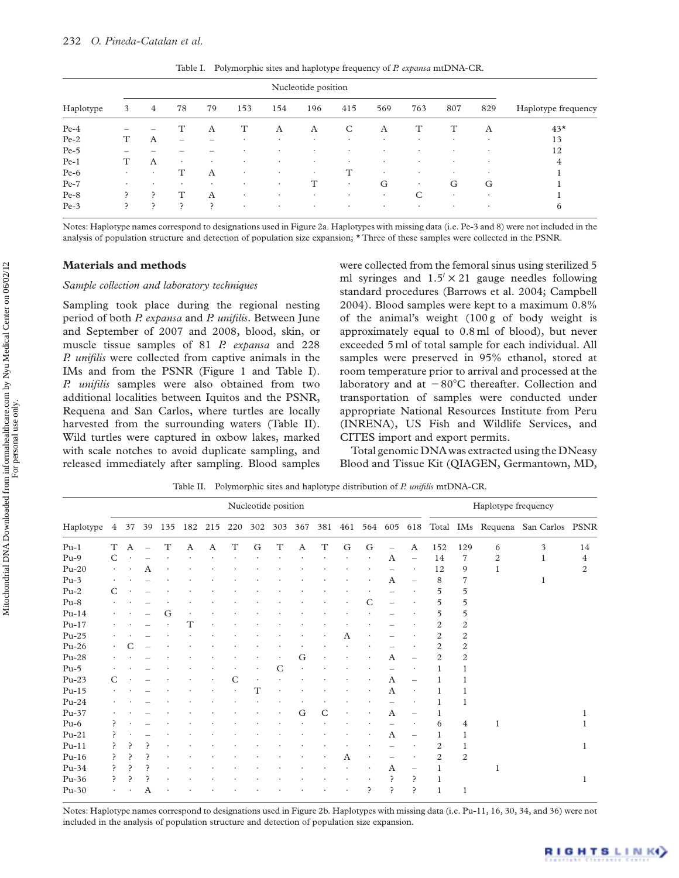Table I. Polymorphic sites and haplotype frequency of *P. expansa* mtDNA-CR.

| Haplotype | Nucleotide position | | | | | | | | | | | | Haplotype frequency |
|---|---|---|---|---|---|---|---|---|---|---|---|---|---|
| | 3 | 4 | 78 | 79 | 153 | 154 | 196 | 415 | 569 | 763 | 807 | 829 | |
| Pe-4 | – | – | T | A | T | A | A | C | A | T | T | A | 43* |
| Pe-2 | T | A | – | – | · | · | · | · | · | · | · | · | 13 |
| Pe-5 | – | – | – | – | · | · | · | · | · | · | · | · | 12 |
| Pe-1 | T | A | · | · | · | · | · | · | · | · | · | · | 4 |
| Pe-6 | · | · | T | A | · | · | · | T | · | · | · | · | 1 |
| Pe-7 | · | · | · | · | · | · | T | · | G | · | G | G | 1 |
| Pe-8 | ? | ? | T | A | · | · | · | · | · | C | · | · | 1 |
| Pe-3 | ? | ? | ? | ? | · | · | · | · | · | · | · | · | 6 |

Notes: Haplotype names correspond to designations used in Figure 2a. Haplotypes with missing data (i.e. Pe-3 and 8) were not included in the analysis of population structure and detection of population size expansion; * Three of these samples were collected in the PSNR.

## Materials and methods

### Sample collection and laboratory techniques

Sampling took place during the regional nesting period of both *P. expansa* and *P. unifilis*. Between June and September of 2007 and 2008, blood, skin, or muscle tissue samples of 81 *P. expansa* and 228 *P. unifilis* were collected from captive animals in the IMs and from the PSNR (Figure 1 and Table I). *P. unifilis* samples were also obtained from two additional localities between Iquitos and the PSNR, Requena and San Carlos, where turtles are locally harvested from the surrounding waters (Table II). Wild turtles were captured in oxbow lakes, marked with scale notches to avoid duplicate sampling, and released immediately after sampling. Blood samples were collected from the femoral sinus using sterilized 5 ml syringes and 1.5′ × 21 gauge needles following standard procedures (Barrows et al. 2004; Campbell 2004). Blood samples were kept to a maximum 0.8% of the animal's weight (100 g of body weight is approximately equal to 0.8 ml of blood), but never exceeded 5 ml of total sample for each individual. All samples were preserved in 95% ethanol, stored at room temperature prior to arrival and processed at the laboratory and at −80°C thereafter. Collection and transportation of samples were conducted under appropriate National Resources Institute from Peru (INRENA), US Fish and Wildlife Services, and CITES import and export permits.

Total genomic DNA was extracted using the DNeasy Blood and Tissue Kit (QIAGEN, Germantown, MD,

Table II. Polymorphic sites and haplotype distribution of *P. unifilis* mtDNA-CR.

| Haplotype | Nucleotide position | | | | | | | | | | | | | | | Haplotype frequency | | | | |
|---|---|---|---|---|---|---|---|---|---|---|---|---|---|---|---|---|---|---|---|---|
| | 4 | 37 | 39 | 135 | 182 | 215 | 220 | 302 | 303 | 367 | 381 | 461 | 564 | 605 | 618 | Total | IMs | Requena | San Carlos | PSNR |
| Pu-1 | T | A | – | T | A | A | T | G | T | A | T | G | G | – | A | 152 | 129 | 6 | 3 | 14 |
| Pu-9 | C | · | – | · | · | · | · | · | · | · | · | · | · | A | – | 14 | 7 | 2 | 1 | 4 |
| Pu-20 | · | · | A | · | · | · | · | · | · | · | · | · | · | – | · | 12 | 9 | 1 | | 2 |
| Pu-3 | · | · | – | · | · | · | · | · | · | · | · | · | · | A | – | 8 | 7 | | 1 | |
| Pu-2 | C | · | – | · | · | · | · | · | · | · | · | · | · | – | · | 5 | 5 | | | |
| Pu-8 | · | · | – | · | · | · | · | · | · | · | · | · | C | – | · | 5 | 5 | | | |
| Pu-14 | · | · | – | G | · | · | · | · | · | · | · | · | · | – | · | 5 | 5 | | | |
| Pu-17 | · | · | – | · | T | · | · | · | · | · | · | · | · | – | · | 2 | 2 | | | |
| Pu-25 | · | · | – | · | · | · | · | · | · | · | · | A | · | – | · | 2 | 2 | | | |
| Pu-26 | · | C | – | · | · | · | · | · | · | · | · | · | · | – | · | 2 | 2 | | | |
| Pu-28 | · | · | – | · | · | · | · | · | · | G | · | · | · | A | – | 2 | 2 | | | |
| Pu-5 | · | · | – | · | · | · | · | · | C | · | · | · | · | – | · | 1 | 1 | | | |
| Pu-23 | C | · | – | · | · | · | C | · | · | · | · | · | · | A | – | 1 | 1 | | | |
| Pu-15 | · | · | – | · | · | · | · | T | · | · | · | · | · | A | · | 1 | 1 | | | |
| Pu-24 | · | · | – | · | · | · | · | · | · | · | · | · | · | – | · | 1 | 1 | | | |
| Pu-37 | · | · | – | · | · | · | · | · | · | G | C | · | · | A | – | 1 | | | | 1 |
| Pu-6 | ? | · | – | · | · | · | · | · | · | · | · | · | · | – | · | 6 | 4 | 1 | | 1 |
| Pu-21 | ? | · | – | · | · | · | · | · | · | · | · | · | · | A | – | 1 | 1 | | | |
| Pu-11 | ? | ? | ? | · | · | · | · | · | · | · | · | · | · | – | · | 2 | 1 | | | 1 |
| Pu-16 | ? | ? | ? | · | · | · | · | · | · | · | · | A | · | – | · | 2 | 2 | | | |
| Pu-34 | ? | ? | ? | · | · | · | · | · | · | · | · | · | · | A | – | 1 | | 1 | | |
| Pu-36 | ? | ? | ? | · | · | · | · | · | · | · | · | · | · | ? | ? | 1 | | | | 1 |
| Pu-30 | · | · | A | · | · | · | · | · | · | · | · | · | ? | ? | ? | 1 | 1 | | | |

Notes: Haplotype names correspond to designations used in Figure 2b. Haplotypes with missing data (i.e. Pu-11, 16, 30, 34, and 36) were not included in the analysis of population structure and detection of population size expansion.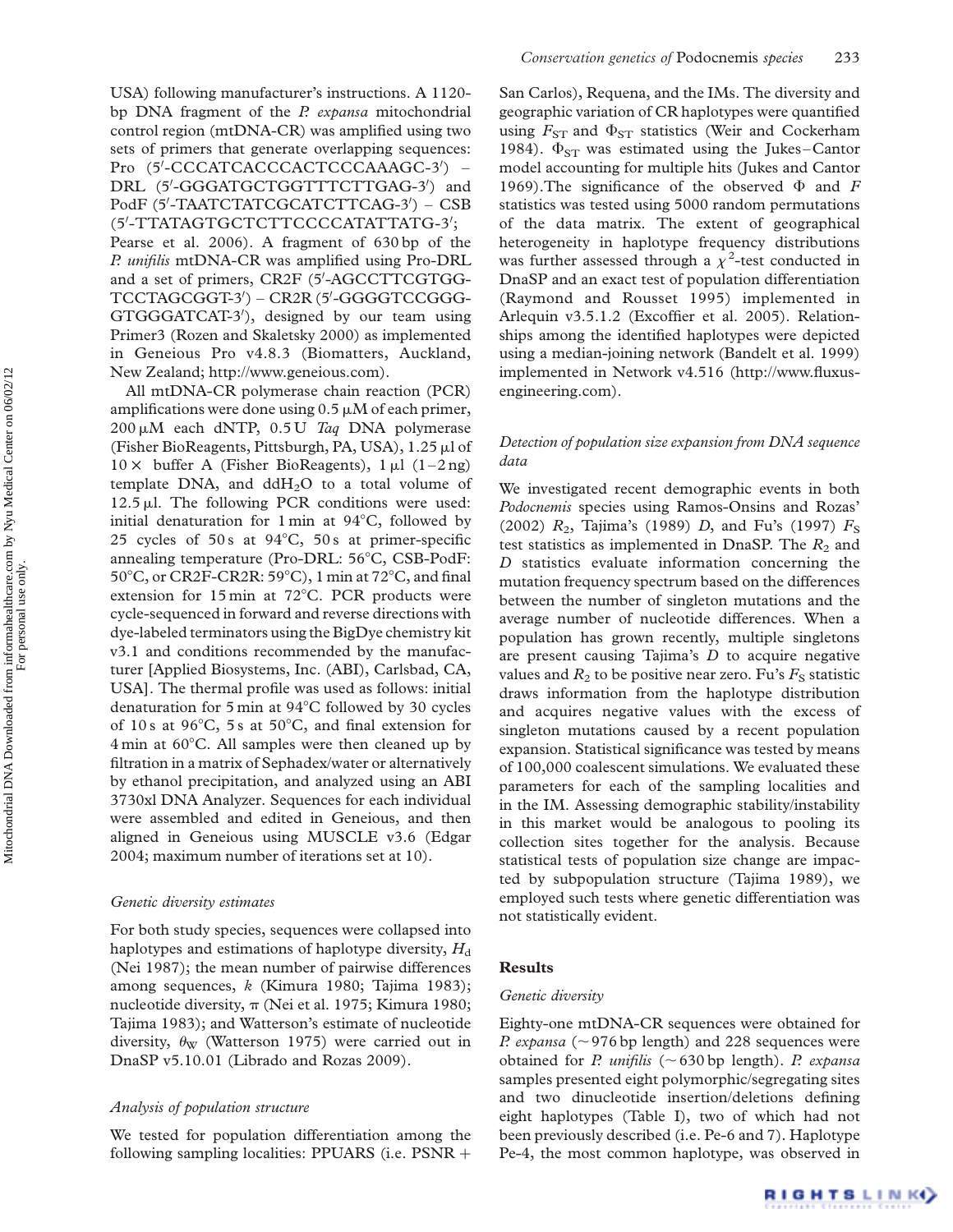USA) following manufacturer's instructions. A 1120-bp DNA fragment of the *P. expansa* mitochondrial control region (mtDNA-CR) was amplified using two sets of primers that generate overlapping sequences: Pro (5′-CCCATCACCCACTCCCAAAGC-3′) – DRL (5′-GGGATGCTGGTTTCTTGAG-3′) and PodF (5′-TAATCTATCGCATCTTCAG-3′) – CSB (5′-TTATAGTGCTCTTCCCCATATTATG-3′; Pearse et al. 2006). A fragment of 630 bp of the *P. unifilis* mtDNA-CR was amplified using Pro-DRL and a set of primers, CR2F (5′-AGCCTTCGTGG-TCCTAGCGGT-3′) – CR2R (5′-GGGGTCCGGG-GTGGGATCAT-3′), designed by our team using Primer3 (Rozen and Skaletsky 2000) as implemented in Geneious Pro v4.8.3 (Biomatters, Auckland, New Zealand; http://www.geneious.com).

All mtDNA-CR polymerase chain reaction (PCR) amplifications were done using 0.5 μM of each primer, 200 μM each dNTP, 0.5 U *Taq* DNA polymerase (Fisher BioReagents, Pittsburgh, PA, USA), 1.25 μl of 10 × buffer A (Fisher BioReagents), 1 μl (1–2 ng) template DNA, and $ddH_2O$ to a total volume of 12.5 μl. The following PCR conditions were used: initial denaturation for 1 min at 94°C, followed by 25 cycles of 50 s at 94°C, 50 s at primer-specific annealing temperature (Pro-DRL: 56°C, CSB-PodF: 50°C, or CR2F-CR2R: 59°C), 1 min at 72°C, and final extension for 15 min at 72°C. PCR products were cycle-sequenced in forward and reverse directions with dye-labeled terminators using the BigDye chemistry kit v3.1 and conditions recommended by the manufacturer [Applied Biosystems, Inc. (ABI), Carlsbad, CA, USA]. The thermal profile was used as follows: initial denaturation for 5 min at 94°C followed by 30 cycles of 10 s at 96°C, 5 s at 50°C, and final extension for 4 min at 60°C. All samples were then cleaned up by filtration in a matrix of Sephadex/water or alternatively by ethanol precipitation, and analyzed using an ABI 3730xl DNA Analyzer. Sequences for each individual were assembled and edited in Geneious, and then aligned in Geneious using MUSCLE v3.6 (Edgar 2004; maximum number of iterations set at 10).

### Genetic diversity estimates

For both study species, sequences were collapsed into haplotypes and estimations of haplotype diversity, $H_d$ (Nei 1987); the mean number of pairwise differences among sequences, $k$ (Kimura 1980; Tajima 1983); nucleotide diversity, $\pi$ (Nei et al. 1975; Kimura 1980; Tajima 1983); and Watterson's estimate of nucleotide diversity, $\theta_W$ (Watterson 1975) were carried out in DnaSP v5.10.01 (Librado and Rozas 2009).

### Analysis of population structure

We tested for population differentiation among the following sampling localities: PPUARS (i.e. PSNR + San Carlos), Requena, and the IMs. The diversity and geographic variation of CR haplotypes were quantified using $F_{ST}$ and $\Phi_{ST}$ statistics (Weir and Cockerham 1984). $\Phi_{ST}$ was estimated using the Jukes–Cantor model accounting for multiple hits (Jukes and Cantor 1969).The significance of the observed $\Phi$ and $F$ statistics was tested using 5000 random permutations of the data matrix. The extent of geographical heterogeneity in haplotype frequency distributions was further assessed through a $\chi^2$-test conducted in DnaSP and an exact test of population differentiation (Raymond and Rousset 1995) implemented in Arlequin v3.5.1.2 (Excoffier et al. 2005). Relationships among the identified haplotypes were depicted using a median-joining network (Bandelt et al. 1999) implemented in Network v4.516 (http://www.fluxus-engineering.com).

### Detection of population size expansion from DNA sequence data

We investigated recent demographic events in both *Podocnemis* species using Ramos-Onsins and Rozas' (2002) $R_2$, Tajima's (1989) $D$, and Fu's (1997) $F_S$ test statistics as implemented in DnaSP. The $R_2$ and $D$ statistics evaluate information concerning the mutation frequency spectrum based on the differences between the number of singleton mutations and the average number of nucleotide differences. When a population has grown recently, multiple singletons are present causing Tajima's $D$ to acquire negative values and $R_2$ to be positive near zero. Fu's $F_S$ statistic draws information from the haplotype distribution and acquires negative values with the excess of singleton mutations caused by a recent population expansion. Statistical significance was tested by means of 100,000 coalescent simulations. We evaluated these parameters for each of the sampling localities and in the IM. Assessing demographic stability/instability in this market would be analogous to pooling its collection sites together for the analysis. Because statistical tests of population size change are impacted by subpopulation structure (Tajima 1989), we employed such tests where genetic differentiation was not statistically evident.

## Results

### Genetic diversity

Eighty-one mtDNA-CR sequences were obtained for *P. expansa* (~ 976 bp length) and 228 sequences were obtained for *P. unifilis* (~ 630 bp length). *P. expansa* samples presented eight polymorphic/segregating sites and two dinucleotide insertion/deletions defining eight haplotypes (Table I), two of which had not been previously described (i.e. Pe-6 and 7). Haplotype Pe-4, the most common haplotype, was observed in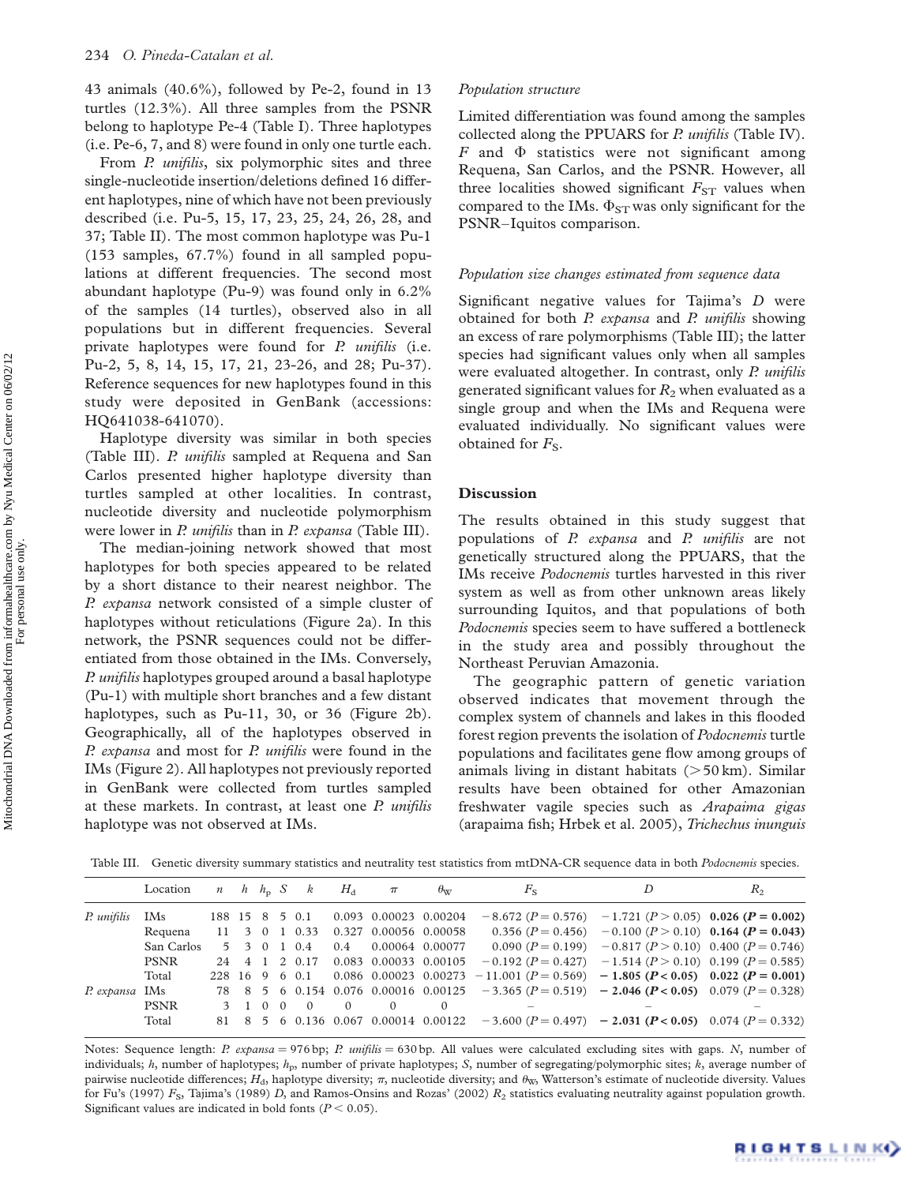43 animals (40.6%), followed by Pe-2, found in 13 turtles (12.3%). All three samples from the PSNR belong to haplotype Pe-4 (Table I). Three haplotypes (i.e. Pe-6, 7, and 8) were found in only one turtle each.

From *P. unifilis*, six polymorphic sites and three single-nucleotide insertion/deletions defined 16 different haplotypes, nine of which have not been previously described (i.e. Pu-5, 15, 17, 23, 25, 24, 26, 28, and 37; Table II). The most common haplotype was Pu-1 (153 samples, 67.7%) found in all sampled populations at different frequencies. The second most abundant haplotype (Pu-9) was found only in 6.2% of the samples (14 turtles), observed also in all populations but in different frequencies. Several private haplotypes were found for *P. unifilis* (i.e. Pu-2, 5, 8, 14, 15, 17, 21, 23-26, and 28; Pu-37). Reference sequences for new haplotypes found in this study were deposited in GenBank (accessions: HQ641038-641070).

Haplotype diversity was similar in both species (Table III). *P. unifilis* sampled at Requena and San Carlos presented higher haplotype diversity than turtles sampled at other localities. In contrast, nucleotide diversity and nucleotide polymorphism were lower in *P. unifilis* than in *P. expansa* (Table III).

The median-joining network showed that most haplotypes for both species appeared to be related by a short distance to their nearest neighbor. The *P. expansa* network consisted of a simple cluster of haplotypes without reticulations (Figure 2a). In this network, the PSNR sequences could not be differentiated from those obtained in the IMs. Conversely, *P. unifilis* haplotypes grouped around a basal haplotype (Pu-1) with multiple short branches and a few distant haplotypes, such as Pu-11, 30, or 36 (Figure 2b). Geographically, all of the haplotypes observed in *P. expansa* and most for *P. unifilis* were found in the IMs (Figure 2). All haplotypes not previously reported in GenBank were collected from turtles sampled at these markets. In contrast, at least one *P. unifilis* haplotype was not observed at IMs.

*Population structure*

Limited differentiation was found among the samples collected along the PPUARS for *P. unifilis* (Table IV). $F$ and $\Phi$ statistics were not significant among Requena, San Carlos, and the PSNR. However, all three localities showed significant $F_{ST}$ values when compared to the IMs. $\Phi_{ST}$ was only significant for the PSNR–Iquitos comparison.

*Population size changes estimated from sequence data*

Significant negative values for Tajima's $D$ were obtained for both *P. expansa* and *P. unifilis* showing an excess of rare polymorphisms (Table III); the latter species had significant values only when all samples were evaluated altogether. In contrast, only *P. unifilis* generated significant values for $R_2$ when evaluated as a single group and when the IMs and Requena were evaluated individually. No significant values were obtained for $F_S$.

## Discussion

The results obtained in this study suggest that populations of *P. expansa* and *P. unifilis* are not genetically structured along the PPUARS, that the IMs receive *Podocnemis* turtles harvested in this river system as well as from other unknown areas likely surrounding Iquitos, and that populations of both *Podocnemis* species seem to have suffered a bottleneck in the study area and possibly throughout the Northeast Peruvian Amazonia.

The geographic pattern of genetic variation observed indicates that movement through the complex system of channels and lakes in this flooded forest region prevents the isolation of *Podocnemis* turtle populations and facilitates gene flow among groups of animals living in distant habitats (>50 km). Similar results have been obtained for other Amazonian freshwater vagile species such as *Arapaima gigas* (arapaima fish; Hrbek et al. 2005), *Trichechus inunguis*

Table III. Genetic diversity summary statistics and neutrality test statistics from mtDNA-CR sequence data in both *Podocnemis* species.

| | Location | $n$ | $h$ | $h_p$ | $S$ | $k$ | $H_d$ | $\pi$ | $\theta_W$ | $F_S$ | $D$ | $R_2$ |
|---|---|---|---|---|---|---|---|---|---|---|---|---|
| *P. unifilis* | IMs | 188 | 15 | 8 | 5 | 0.1 | 0.093 | 0.00023 | 0.00204 | −8.672 ($P = 0.576$) | −1.721 ($P > 0.05$) | **0.026 ($P$ = 0.002)** |
| | Requena | 11 | 3 | 0 | 1 | 0.33 | 0.327 | 0.00056 | 0.00058 | 0.356 ($P = 0.456$) | −0.100 ($P > 0.10$) | **0.164 ($P$ = 0.043)** |
| | San Carlos | 5 | 3 | 0 | 1 | 0.4 | 0.4 | 0.00064 | 0.00077 | 0.090 ($P = 0.199$) | −0.817 ($P > 0.10$) | 0.400 ($P = 0.746$) |
| | PSNR | 24 | 4 | 1 | 2 | 0.17 | 0.083 | 0.00033 | 0.00105 | −0.192 ($P = 0.427$) | −1.514 ($P > 0.10$) | 0.199 ($P = 0.585$) |
| | Total | 228 | 16 | 9 | 6 | 0.1 | 0.086 | 0.00023 | 0.00273 | −11.001 ($P = 0.569$) | **−1.805 ($P$ < 0.05)** | **0.022 ($P$ = 0.001)** |
| *P. expansa* | IMs | 78 | 8 | 5 | 6 | 0.154 | 0.076 | 0.00016 | 0.00125 | −3.365 ($P = 0.519$) | **−2.046 ($P$ < 0.05)** | 0.079 ($P = 0.328$) |
| | PSNR | 3 | 1 | 0 | 0 | 0 | 0 | 0 | 0 | – | – | – |
| | Total | 81 | 8 | 5 | 6 | 0.136 | 0.067 | 0.00014 | 0.00122 | −3.600 ($P = 0.497$) | **−2.031 ($P$ < 0.05)** | 0.074 ($P = 0.332$) |

Notes: Sequence length: *P. expansa* = 976 bp; *P. unifilis* = 630 bp. All values were calculated excluding sites with gaps. $N$, number of individuals; $h$, number of haplotypes; $h_p$, number of private haplotypes; $S$, number of segregating/polymorphic sites; $k$, average number of pairwise nucleotide differences; $H_d$, haplotype diversity; $\pi$, nucleotide diversity; and $\theta_W$, Watterson's estimate of nucleotide diversity. Values for Fu's (1997) $F_S$, Tajima's (1989) $D$, and Ramos-Onsins and Rozas' (2002) $R_2$ statistics evaluating neutrality against population growth. Significant values are indicated in bold fonts ($P < 0.05$).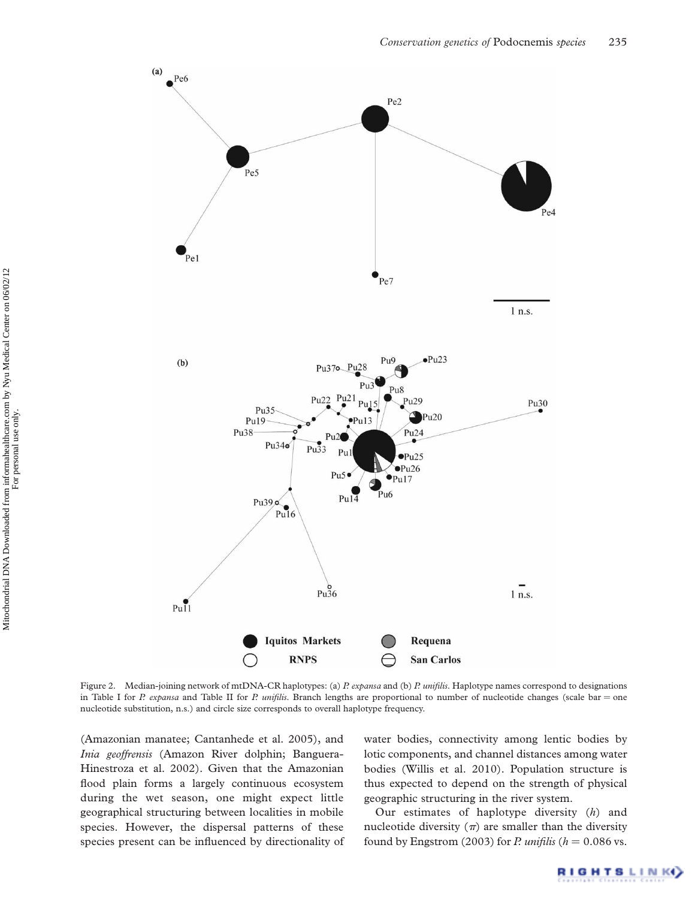Figure 2. Median-joining network of mtDNA-CR haplotypes: (a) *P. expansa* and (b) *P. unifilis*. Haplotype names correspond to designations in Table I for *P. expansa* and Table II for *P. unifilis*. Branch lengths are proportional to number of nucleotide changes (scale bar = one nucleotide substitution, n.s.) and circle size corresponds to overall haplotype frequency.

(Amazonian manatee; Cantanhede et al. 2005), and *Inia geoffrensis* (Amazon River dolphin; Banguera-Hinestroza et al. 2002). Given that the Amazonian flood plain forms a largely continuous ecosystem during the wet season, one might expect little geographical structuring between localities in mobile species. However, the dispersal patterns of these species present can be influenced by directionality of water bodies, connectivity among lentic bodies by lotic components, and channel distances among water bodies (Willis et al. 2010). Population structure is thus expected to depend on the strength of physical geographic structuring in the river system.

Our estimates of haplotype diversity ($h$) and nucleotide diversity ($\pi$) are smaller than the diversity found by Engstrom (2003) for *P. unifilis* ($h = 0.086$ vs.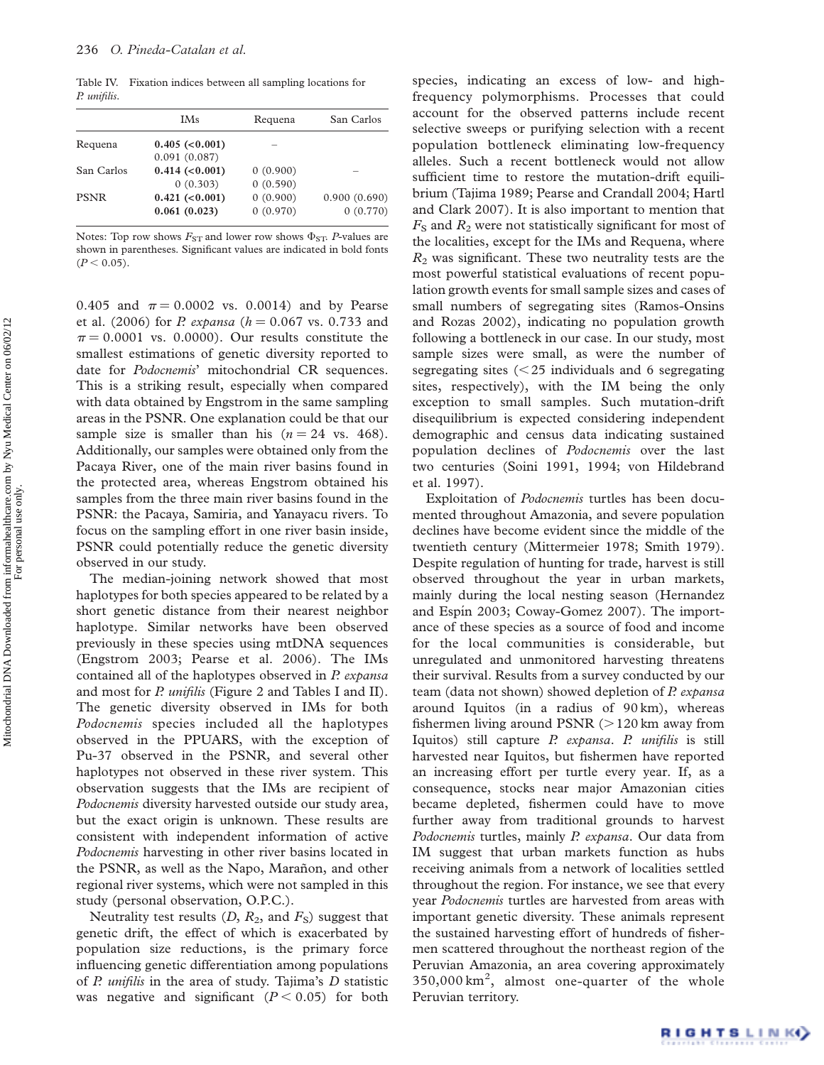Table IV. Fixation indices between all sampling locations for *P. unifilis*.

| | IMs | Requena | San Carlos |
|---|---|---|---|
| Requena | **0.405 (<0.001)** | – | |
| | 0.091 (0.087) | | |
| San Carlos | **0.414 (<0.001)** | 0 (0.900) | – |
| | 0 (0.303) | 0 (0.590) | |
| PSNR | **0.421 (<0.001)** | 0 (0.900) | 0.900 (0.690) |
| | **0.061 (0.023)** | 0 (0.970) | 0 (0.770) |

Notes: Top row shows $F_{ST}$ and lower row shows $\Phi_{ST}$. *P*-values are shown in parentheses. Significant values are indicated in bold fonts ($P < 0.05$).

0.405 and $\pi = 0.0002$ vs. 0.0014) and by Pearse et al. (2006) for *P. expansa* ($h = 0.067$ vs. 0.733 and $\pi = 0.0001$ vs. 0.0000). Our results constitute the smallest estimations of genetic diversity reported to date for *Podocnemis*' mitochondrial CR sequences. This is a striking result, especially when compared with data obtained by Engstrom in the same sampling areas in the PSNR. One explanation could be that our sample size is smaller than his ($n = 24$ vs. 468). Additionally, our samples were obtained only from the Pacaya River, one of the main river basins found in the protected area, whereas Engstrom obtained his samples from the three main river basins found in the PSNR: the Pacaya, Samiria, and Yanayacu rivers. To focus on the sampling effort in one river basin inside, PSNR could potentially reduce the genetic diversity observed in our study.

The median-joining network showed that most haplotypes for both species appeared to be related by a short genetic distance from their nearest neighbor haplotype. Similar networks have been observed previously in these species using mtDNA sequences (Engstrom 2003; Pearse et al. 2006). The IMs contained all of the haplotypes observed in *P. expansa* and most for *P. unifilis* (Figure 2 and Tables I and II). The genetic diversity observed in IMs for both *Podocnemis* species included all the haplotypes observed in the PPUARS, with the exception of Pu-37 observed in the PSNR, and several other haplotypes not observed in these river system. This observation suggests that the IMs are recipient of *Podocnemis* diversity harvested outside our study area, but the exact origin is unknown. These results are consistent with independent information of active *Podocnemis* harvesting in other river basins located in the PSNR, as well as the Napo, Marañon, and other regional river systems, which were not sampled in this study (personal observation, O.P.C.).

Neutrality test results ($D$, $R_2$, and $F_S$) suggest that genetic drift, the effect of which is exacerbated by population size reductions, is the primary force influencing genetic differentiation among populations of *P. unifilis* in the area of study. Tajima's $D$ statistic was negative and significant ($P < 0.05$) for both species, indicating an excess of low- and high-frequency polymorphisms. Processes that could account for the observed patterns include recent selective sweeps or purifying selection with a recent population bottleneck eliminating low-frequency alleles. Such a recent bottleneck would not allow sufficient time to restore the mutation-drift equilibrium (Tajima 1989; Pearse and Crandall 2004; Hartl and Clark 2007). It is also important to mention that $F_S$ and $R_2$ were not statistically significant for most of the localities, except for the IMs and Requena, where $R_2$ was significant. These two neutrality tests are the most powerful statistical evaluations of recent population growth events for small sample sizes and cases of small numbers of segregating sites (Ramos-Onsins and Rozas 2002), indicating no population growth following a bottleneck in our case. In our study, most sample sizes were small, as were the number of segregating sites (<25 individuals and 6 segregating sites, respectively), with the IM being the only exception to small samples. Such mutation-drift disequilibrium is expected considering independent demographic and census data indicating sustained population declines of *Podocnemis* over the last two centuries (Soini 1991, 1994; von Hildebrand et al. 1997).

Exploitation of *Podocnemis* turtles has been documented throughout Amazonia, and severe population declines have become evident since the middle of the twentieth century (Mittermeier 1978; Smith 1979). Despite regulation of hunting for trade, harvest is still observed throughout the year in urban markets, mainly during the local nesting season (Hernandez and Espín 2003; Coway-Gomez 2007). The importance of these species as a source of food and income for the local communities is considerable, but unregulated and unmonitored harvesting threatens their survival. Results from a survey conducted by our team (data not shown) showed depletion of *P. expansa* around Iquitos (in a radius of 90 km), whereas fishermen living around PSNR (>120 km away from Iquitos) still capture *P. expansa*. *P. unifilis* is still harvested near Iquitos, but fishermen have reported an increasing effort per turtle every year. If, as a consequence, stocks near major Amazonian cities became depleted, fishermen could have to move further away from traditional grounds to harvest *Podocnemis* turtles, mainly *P. expansa*. Our data from IM suggest that urban markets function as hubs receiving animals from a network of localities settled throughout the region. For instance, we see that every year *Podocnemis* turtles are harvested from areas with important genetic diversity. These animals represent the sustained harvesting effort of hundreds of fishermen scattered throughout the northeast region of the Peruvian Amazonia, an area covering approximately 350,000 km$^2$, almost one-quarter of the whole Peruvian territory.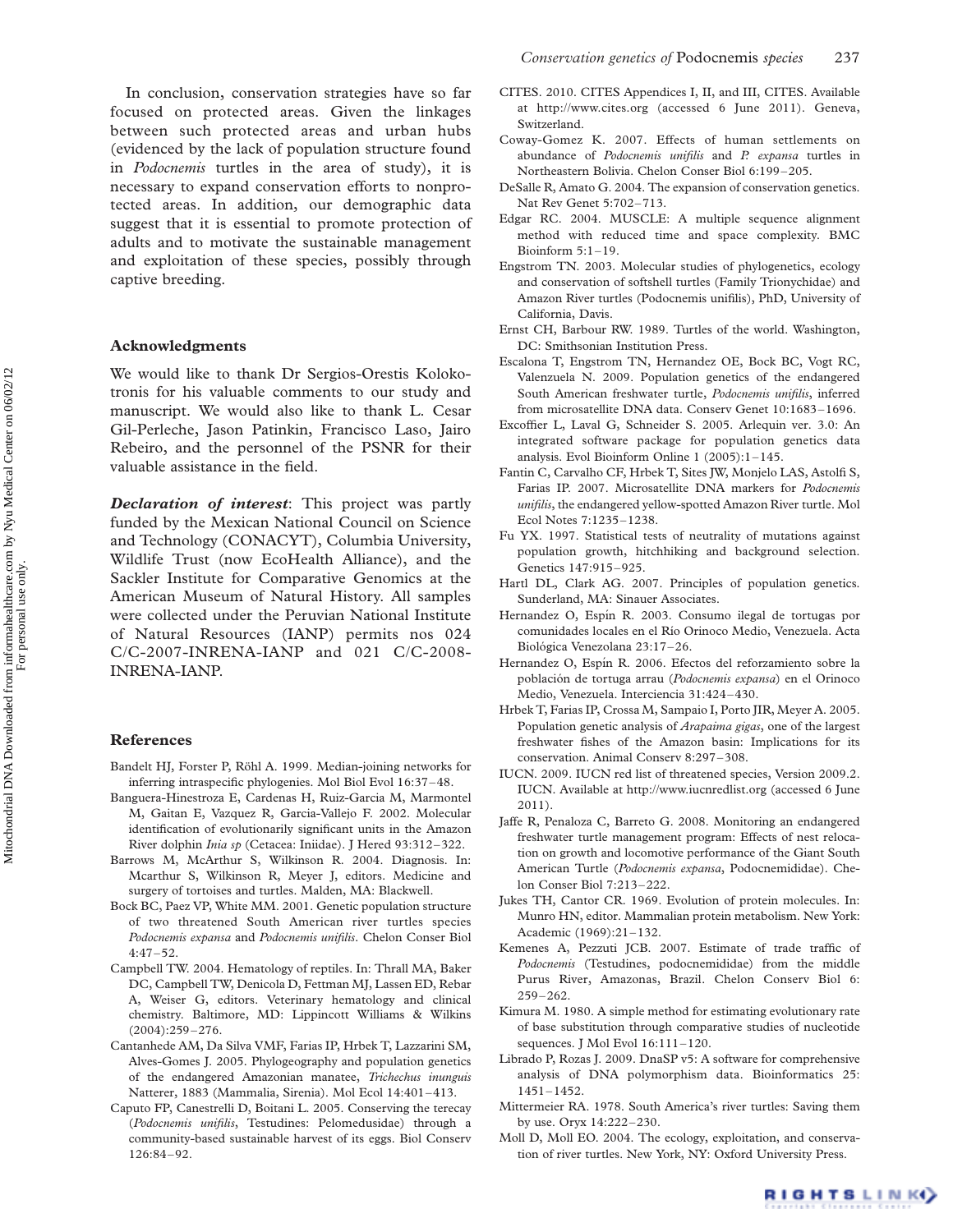In conclusion, conservation strategies have so far focused on protected areas. Given the linkages between such protected areas and urban hubs (evidenced by the lack of population structure found in *Podocnemis* turtles in the area of study), it is necessary to expand conservation efforts to nonprotected areas. In addition, our demographic data suggest that it is essential to promote protection of adults and to motivate the sustainable management and exploitation of these species, possibly through captive breeding.

## Acknowledgments

We would like to thank Dr Sergios-Orestis Kolokotronis for his valuable comments to our study and manuscript. We would also like to thank L. Cesar Gil-Perleche, Jason Patinkin, Francisco Laso, Jairo Rebeiro, and the personnel of the PSNR for their valuable assistance in the field.

***Declaration of interest***: This project was partly funded by the Mexican National Council on Science and Technology (CONACYT), Columbia University, Wildlife Trust (now EcoHealth Alliance), and the Sackler Institute for Comparative Genomics at the American Museum of Natural History. All samples were collected under the Peruvian National Institute of Natural Resources (IANP) permits nos 024 C/C-2007-INRENA-IANP and 021 C/C-2008-INRENA-IANP.

## References

Bandelt HJ, Forster P, Röhl A. 1999. Median-joining networks for inferring intraspecific phylogenies. Mol Biol Evol 16:37–48.

Banguera-Hinestroza E, Cardenas H, Ruiz-Garcia M, Marmontel M, Gaitan E, Vazquez R, Garcia-Vallejo F. 2002. Molecular identification of evolutionarily significant units in the Amazon River dolphin *Inia sp* (Cetacea: Iniidae). J Hered 93:312–322.

Barrows M, McArthur S, Wilkinson R. 2004. Diagnosis. In: Mcarthur S, Wilkinson R, Meyer J, editors. Medicine and surgery of tortoises and turtles. Malden, MA: Blackwell.

Bock BC, Paez VP, White MM. 2001. Genetic population structure of two threatened South American river turtles species *Podocnemis expansa* and *Podocnemis unifilis*. Chelon Conser Biol 4:47–52.

Campbell TW. 2004. Hematology of reptiles. In: Thrall MA, Baker DC, Campbell TW, Denicola D, Fettman MJ, Lassen ED, Rebar A, Weiser G, editors. Veterinary hematology and clinical chemistry. Baltimore, MD: Lippincott Williams & Wilkins (2004):259–276.

Cantanhede AM, Da Silva VMF, Farias IP, Hrbek T, Lazzarini SM, Alves-Gomes J. 2005. Phylogeography and population genetics of the endangered Amazonian manatee, *Trichechus inunguis* Natterer, 1883 (Mammalia, Sirenia). Mol Ecol 14:401–413.

Caputo FP, Canestrelli D, Boitani L. 2005. Conserving the terecay (*Podocnemis unifilis*, Testudines: Pelomedusidae) through a community-based sustainable harvest of its eggs. Biol Conserv 126:84–92.

CITES. 2010. CITES Appendices I, II, and III, CITES. Available at http://www.cites.org (accessed 6 June 2011). Geneva, Switzerland.

Coway-Gomez K. 2007. Effects of human settlements on abundance of *Podocnemis unifilis* and *P. expansa* turtles in Northeastern Bolivia. Chelon Conser Biol 6:199–205.

DeSalle R, Amato G. 2004. The expansion of conservation genetics. Nat Rev Genet 5:702–713.

Edgar RC. 2004. MUSCLE: A multiple sequence alignment method with reduced time and space complexity. BMC Bioinform 5:1–19.

Engstrom TN. 2003. Molecular studies of phylogenetics, ecology and conservation of softshell turtles (Family Trionychidae) and Amazon River turtles (Podocnemis unifilis), PhD, University of California, Davis.

Ernst CH, Barbour RW. 1989. Turtles of the world. Washington, DC: Smithsonian Institution Press.

Escalona T, Engstrom TN, Hernandez OE, Bock BC, Vogt RC, Valenzuela N. 2009. Population genetics of the endangered South American freshwater turtle, *Podocnemis unifilis*, inferred from microsatellite DNA data. Conserv Genet 10:1683–1696.

Excoffier L, Laval G, Schneider S. 2005. Arlequin ver. 3.0: An integrated software package for population genetics data analysis. Evol Bioinform Online 1 (2005):1–145.

Fantin C, Carvalho CF, Hrbek T, Sites JW, Monjelo LAS, Astolfi S, Farias IP. 2007. Microsatellite DNA markers for *Podocnemis unifilis*, the endangered yellow-spotted Amazon River turtle. Mol Ecol Notes 7:1235–1238.

Fu YX. 1997. Statistical tests of neutrality of mutations against population growth, hitchhiking and background selection. Genetics 147:915–925.

Hartl DL, Clark AG. 2007. Principles of population genetics. Sunderland, MA: Sinauer Associates.

Hernandez O, Espín R. 2003. Consumo ilegal de tortugas por comunidades locales en el Río Orinoco Medio, Venezuela. Acta Biológica Venezolana 23:17–26.

Hernandez O, Espín R. 2006. Efectos del reforzamiento sobre la población de tortuga arrau (*Podocnemis expansa*) en el Orinoco Medio, Venezuela. Interciencia 31:424–430.

Hrbek T, Farias IP, Crossa M, Sampaio I, Porto JIR, Meyer A. 2005. Population genetic analysis of *Arapaima gigas*, one of the largest freshwater fishes of the Amazon basin: Implications for its conservation. Animal Conserv 8:297–308.

IUCN. 2009. IUCN red list of threatened species, Version 2009.2. IUCN. Available at http://www.iucnredlist.org (accessed 6 June 2011).

Jaffe R, Penaloza C, Barreto G. 2008. Monitoring an endangered freshwater turtle management program: Effects of nest relocation on growth and locomotive performance of the Giant South American Turtle (*Podocnemis expansa*, Podocnemididae). Chelon Conser Biol 7:213–222.

Jukes TH, Cantor CR. 1969. Evolution of protein molecules. In: Munro HN, editor. Mammalian protein metabolism. New York: Academic (1969):21–132.

Kemenes A, Pezzuti JCB. 2007. Estimate of trade traffic of *Podocnemis* (Testudines, podocnemididae) from the middle Purus River, Amazonas, Brazil. Chelon Conserv Biol 6: 259–262.

Kimura M. 1980. A simple method for estimating evolutionary rate of base substitution through comparative studies of nucleotide sequences. J Mol Evol 16:111–120.

Librado P, Rozas J. 2009. DnaSP v5: A software for comprehensive analysis of DNA polymorphism data. Bioinformatics 25: 1451–1452.

Mittermeier RA. 1978. South America's river turtles: Saving them by use. Oryx 14:222–230.

Moll D, Moll EO. 2004. The ecology, exploitation, and conservation of river turtles. New York, NY: Oxford University Press.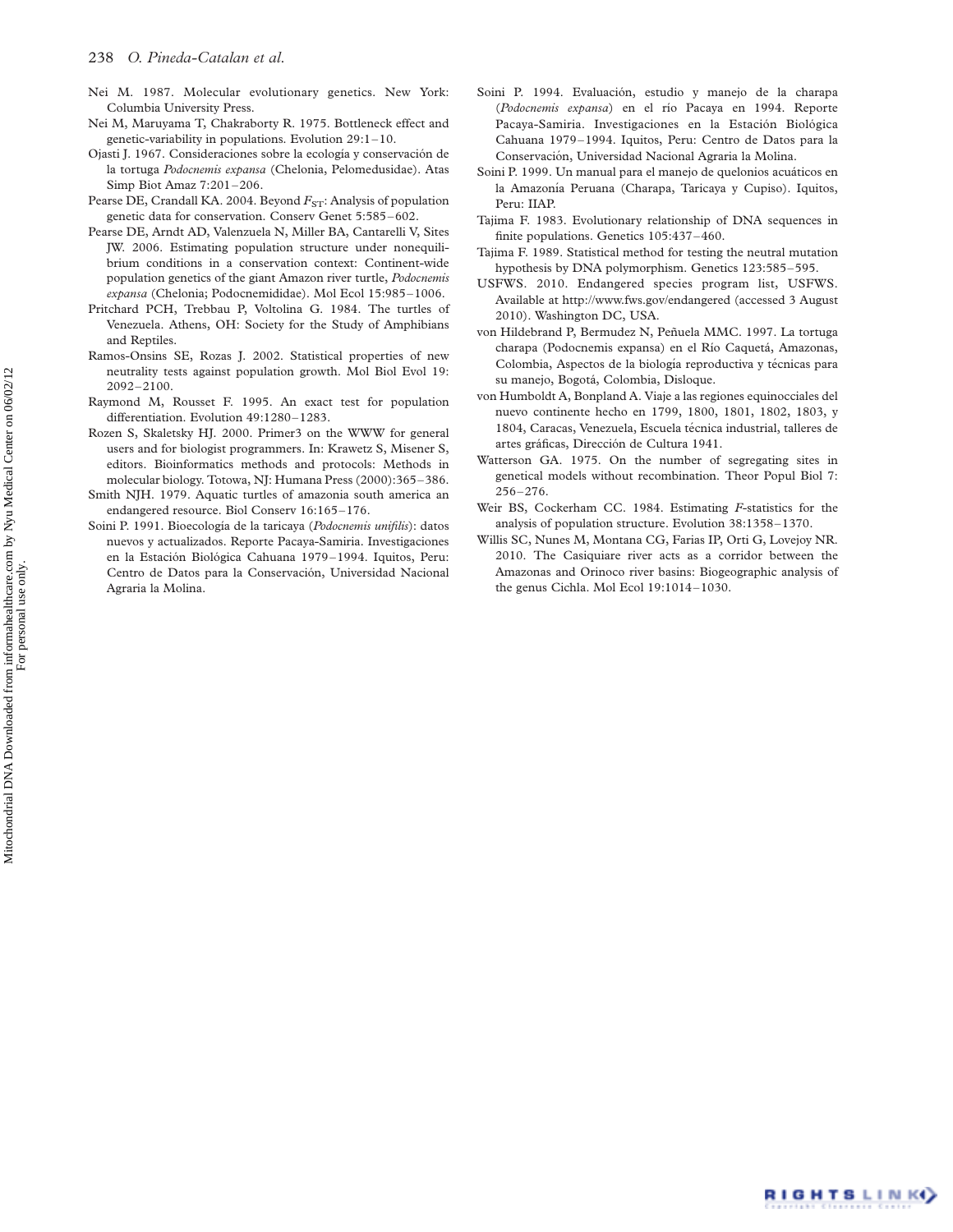Nei M. 1987. Molecular evolutionary genetics. New York: Columbia University Press.

Nei M, Maruyama T, Chakraborty R. 1975. Bottleneck effect and genetic-variability in populations. Evolution 29:1–10.

Ojasti J. 1967. Consideraciones sobre la ecología y conservación de la tortuga *Podocnemis expansa* (Chelonia, Pelomedusidae). Atas Simp Biot Amaz 7:201–206.

Pearse DE, Crandall KA. 2004. Beyond $F_{ST}$: Analysis of population genetic data for conservation. Conserv Genet 5:585–602.

Pearse DE, Arndt AD, Valenzuela N, Miller BA, Cantarelli V, Sites JW. 2006. Estimating population structure under nonequilibrium conditions in a conservation context: Continent-wide population genetics of the giant Amazon river turtle, *Podocnemis expansa* (Chelonia; Podocnemididae). Mol Ecol 15:985–1006.

Pritchard PCH, Trebbau P, Voltolina G. 1984. The turtles of Venezuela. Athens, OH: Society for the Study of Amphibians and Reptiles.

Ramos-Onsins SE, Rozas J. 2002. Statistical properties of new neutrality tests against population growth. Mol Biol Evol 19: 2092–2100.

Raymond M, Rousset F. 1995. An exact test for population differentiation. Evolution 49:1280–1283.

Rozen S, Skaletsky HJ. 2000. Primer3 on the WWW for general users and for biologist programmers. In: Krawetz S, Misener S, editors. Bioinformatics methods and protocols: Methods in molecular biology. Totowa, NJ: Humana Press (2000):365–386.

Smith NJH. 1979. Aquatic turtles of amazonia south america an endangered resource. Biol Conserv 16:165–176.

Soini P. 1991. Bioecología de la taricaya (*Podocnemis unifilis*): datos nuevos y actualizados. Reporte Pacaya-Samiria. Investigaciones en la Estación Biológica Cahuana 1979–1994. Iquitos, Peru: Centro de Datos para la Conservación, Universidad Nacional Agraria la Molina.

Soini P. 1994. Evaluación, estudio y manejo de la charapa (*Podocnemis expansa*) en el río Pacaya en 1994. Reporte Pacaya-Samiria. Investigaciones en la Estación Biológica Cahuana 1979–1994. Iquitos, Peru: Centro de Datos para la Conservación, Universidad Nacional Agraria la Molina.

Soini P. 1999. Un manual para el manejo de quelonios acuáticos en la Amazonía Peruana (Charapa, Taricaya y Cupiso). Iquitos, Peru: IIAP.

Tajima F. 1983. Evolutionary relationship of DNA sequences in finite populations. Genetics 105:437–460.

Tajima F. 1989. Statistical method for testing the neutral mutation hypothesis by DNA polymorphism. Genetics 123:585–595.

USFWS. 2010. Endangered species program list, USFWS. Available at http://www.fws.gov/endangered (accessed 3 August 2010). Washington DC, USA.

von Hildebrand P, Bermudez N, Peñuela MMC. 1997. La tortuga charapa (Podocnemis expansa) en el Río Caquetá, Amazonas, Colombia, Aspectos de la biología reproductiva y técnicas para su manejo, Bogotá, Colombia, Disloque.

von Humboldt A, Bonpland A. Viaje a las regiones equinocciales del nuevo continente hecho en 1799, 1800, 1801, 1802, 1803, y 1804, Caracas, Venezuela, Escuela técnica industrial, talleres de artes gráficas, Dirección de Cultura 1941.

Watterson GA. 1975. On the number of segregating sites in genetical models without recombination. Theor Popul Biol 7: 256–276.

Weir BS, Cockerham CC. 1984. Estimating *F*-statistics for the analysis of population structure. Evolution 38:1358–1370.

Willis SC, Nunes M, Montana CG, Farias IP, Orti G, Lovejoy NR. 2010. The Casiquiare river acts as a corridor between the Amazonas and Orinoco river basins: Biogeographic analysis of the genus Cichla. Mol Ecol 19:1014–1030.